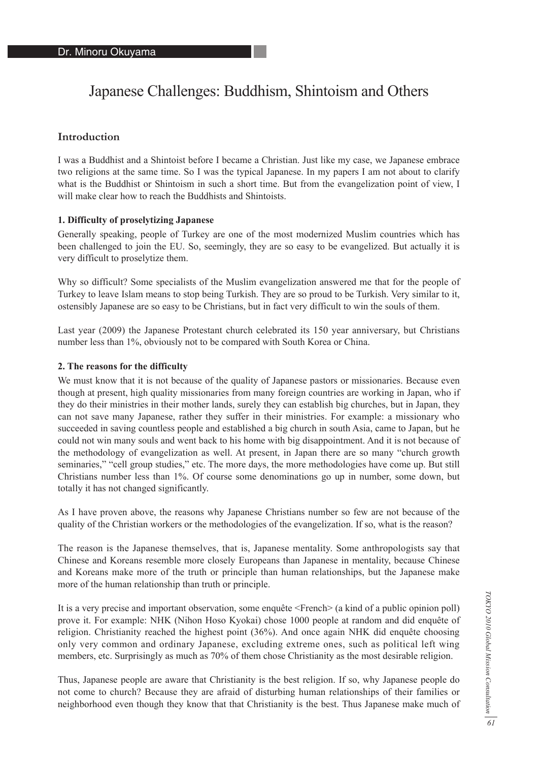Dr. Minoru Okuyama

# Japanese Challenges: Buddhism, Shintoism and Others

## Introduction

I was a Buddhist and a Shintoist before I became a Christian. Just like my case, we Japanese embrace two religions at the same time. So I was the typical Japanese. In my papers I am not about to clarify what is the Buddhist or Shintoism in such a short time. But from the evangelization point of view, I will make clear how to reach the Buddhists and Shintoists.

### 1. Difficulty of proselytizing Japanese

Generally speaking, people of Turkey are one of the most modernized Muslim countries which has been challenged to join the EU. So, seemingly, they are so easy to be evangelized. But actually it is very difficult to proselytize them.

Why so difficult? Some specialists of the Muslim evangelization answered me that for the people of Turkey to leave Islam means to stop being Turkish. They are so proud to be Turkish. Very similar to it, ostensibly Japanese are so easy to be Christians, but in fact very difficult to win the souls of them.

Last year (2009) the Japanese Protestant church celebrated its 150 year anniversary, but Christians number less than 1%, obviously not to be compared with South Korea or China.

### 2. The reasons for the difficulty

We must know that it is not because of the quality of Japanese pastors or missionaries. Because even though at present, high quality missionaries from many foreign countries are working in Japan, who if they do their ministries in their mother lands, surely they can establish big churches, but in Japan, they can not save many Japanese, rather they suffer in their ministries. For example: a missionary who succeeded in saving countless people and established a big church in south Asia, came to Japan, but he could not win many souls and went back to his home with big disappointment. And it is not because of the methodology of evangelization as well. At present, in Japan there are so many "church growth seminaries," "cell group studies," etc. The more days, the more methodologies have come up. But still Christians number less than 1%. Of course some denominations go up in number, some down, but totally it has not changed significantly.

As I have proven above, the reasons why Japanese Christians number so few are not because of the quality of the Christian workers or the methodologies of the evangelization. If so, what is the reason?

The reason is the Japanese themselves, that is, Japanese mentality. Some anthropologists say that Chinese and Koreans resemble more closely Europeans than Japanese in mentality, because Chinese and Koreans make more of the truth or principle than human relationships, but the Japanese make more of the human relationship than truth or principle.

It is a very precise and important observation, some enquête <French> (a kind of a public opinion poll) prove it. For example: NHK (Nihon Hoso Kyokai) chose 1000 people at random and did enquête of religion. Christianity reached the highest point (36%). And once again NHK did enquête choosing only very common and ordinary Japanese, excluding extreme ones, such as political left wing members, etc. Surprisingly as much as 70% of them chose Christianity as the most desirable religion.

Thus, Japanese people are aware that Christianity is the best religion. If so, why Japanese people do not come to church? Because they are afraid of disturbing human relationships of their families or neighborhood even though they know that that Christianity is the best. Thus Japanese make much of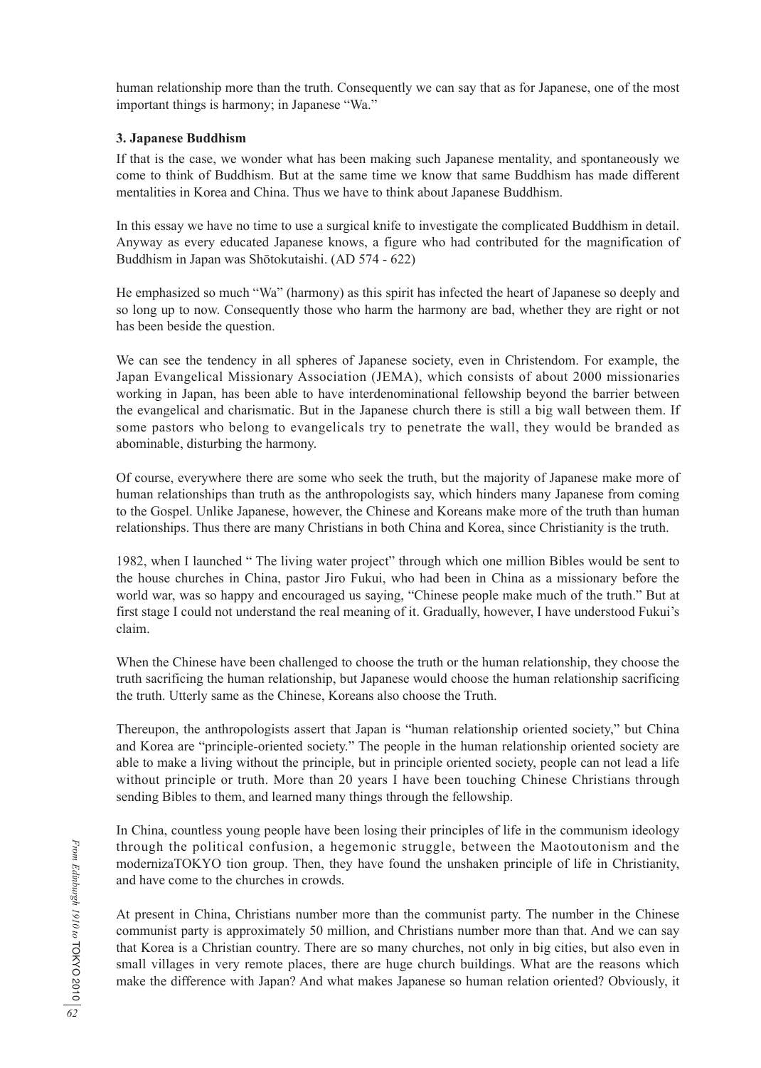human relationship more than the truth. Consequently we can say that as for Japanese, one of the most important things is harmony; in Japanese "Wa."

### 3. Japanese Buddhism

If that is the case, we wonder what has been making such Japanese mentality, and spontaneously we come to think of Buddhism. But at the same time we know that same Buddhism has made different mentalities in Korea and China. Thus we have to think about Japanese Buddhism.

In this essay we have no time to use a surgical knife to investigate the complicated Buddhism in detail. Anyway as every educated Japanese knows, a figure who had contributed for the magnification of Buddhism in Japan was Shōtokutaishi. (AD 574 - 622)

He emphasized so much "Wa" (harmony) as this spirit has infected the heart of Japanese so deeply and so long up to now. Consequently those who harm the harmony are bad, whether they are right or not has been beside the question.

We can see the tendency in all spheres of Japanese society, even in Christendom. For example, the Japan Evangelical Missionary Association (JEMA), which consists of about 2000 missionaries working in Japan, has been able to have interdenominational fellowship beyond the barrier between the evangelical and charismatic. But in the Japanese church there is still a big wall between them. If some pastors who belong to evangelicals try to penetrate the wall, they would be branded as abominable, disturbing the harmony.

Of course, everywhere there are some who seek the truth, but the majority of Japanese make more of human relationships than truth as the anthropologists say, which hinders many Japanese from coming to the Gospel. Unlike Japanese, however, the Chinese and Koreans make more of the truth than human relationships. Thus there are many Christians in both China and Korea, since Christianity is the truth.

1982, when I launched " The living water project" through which one million Bibles would be sent to the house churches in China, pastor Jiro Fukui, who had been in China as a missionary before the world war, was so happy and encouraged us saying, "Chinese people make much of the truth." But at first stage I could not understand the real meaning of it. Gradually, however, I have understood Fukui's claim.

When the Chinese have been challenged to choose the truth or the human relationship, they choose the truth sacrificing the human relationship, but Japanese would choose the human relationship sacrificing the truth. Utterly same as the Chinese, Koreans also choose the Truth.

Thereupon, the anthropologists assert that Japan is "human relationship oriented society," but China and Korea are "principle-oriented society." The people in the human relationship oriented society are able to make a living without the principle, but in principle oriented society, people can not lead a life without principle or truth. More than 20 years I have been touching Chinese Christians through sending Bibles to them, and learned many things through the fellowship.

In China, countless young people have been losing their principles of life in the communism ideology through the political confusion, a hegemonic struggle, between the Maotoutonism and the modernization group. Then, they have found the unshaken principle of life in Christianity, and have come to the churches in crowds.

At present in China, Christians number more than the communist party. The number in the Chinese communist party is approximately 50 million, and Christians number more than that. And we can say that Korea is a Christian country. There are so many churches, not only in big cities, but also even in small villages in very remote places, there are huge church buildings. What are the reasons which make the difference with Japan? And what makes Japanese so human relation oriented? Obviously, it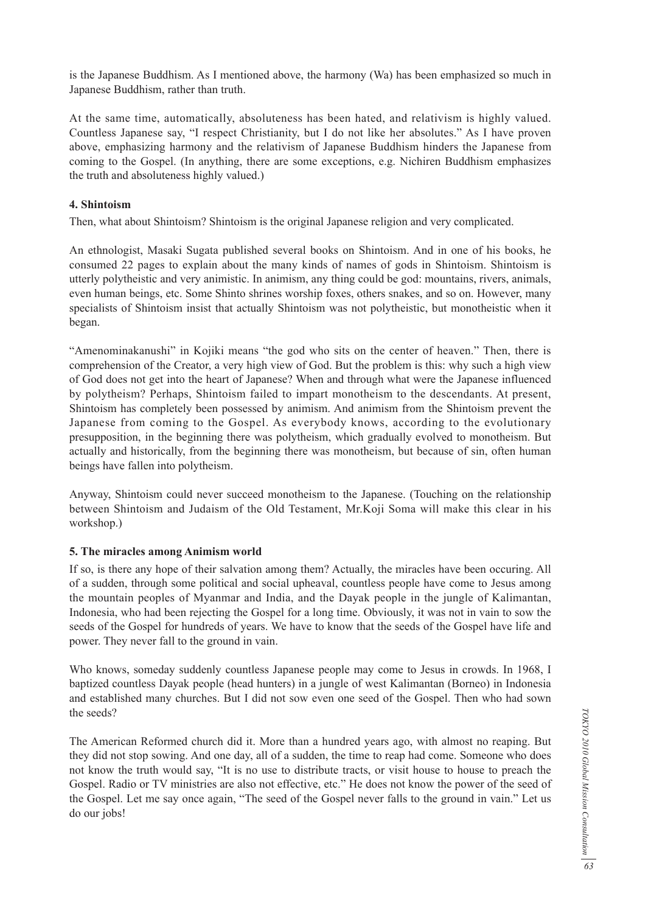is the Japanese Buddhism. As I mentioned above, the harmony (Wa) has been emphasized so much in Japanese Buddhism, rather than truth.

At the same time, automatically, absoluteness has been hated, and relativism is highly valued. Countless Japanese say, "I respect Christianity, but I do not like her absolutes." As I have proven above, emphasizing harmony and the relativism of Japanese Buddhism hinders the Japanese from coming to the Gospel. (In anything, there are some exceptions, e.g. Nichiren Buddhism emphasizes the truth and absoluteness highly valued.)

**4. Shintoism**

Then, what about Shintoism? Shintoism is the original Japanese religion and very complicated.

An ethnologist, Masaki Sugata published several books on Shintoism. And in one of his books, he consumed 22 pages to explain about the many kinds of names of gods in Shintoism. Shintoism is utterly polytheistic and very animistic. In animism, any thing could be god: mountains, rivers, animals, even human beings, etc. Some Shinto shrines worship foxes, others snakes, and so on. However, many specialists of Shintoism insist that actually Shintoism was not polytheistic, but monotheistic when it began.

"Amenominakanushi" in Kojiki means "the god who sits on the center of heaven." Then, there is comprehension of the Creator, a very high view of God. But the problem is this: why such a high view of God does not get into the heart of Japanese? When and through what were the Japanese influenced by polytheism? Perhaps, Shintoism failed to impart monotheism to the descendants. At present, Shintoism has completely been possessed by animism. And animism from the Shintoism prevent the Japanese from coming to the Gospel. As everybody knows, according to the evolutionary presupposition, in the beginning there was polytheism, which gradually evolved to monotheism. But actually and historically, from the beginning there was monotheism, but because of sin, often human beings have fallen into polytheism.

Anyway, Shintoism could never succeed monotheism to the Japanese. (Touching on the relationship between Shintoism and Judaism of the Old Testament, Mr.Koji Soma will make this clear in his workshop.)

**5. The miracles among Animism world**

If so, is there any hope of their salvation among them? Actually, the miracles have been occuring. All of a sudden, through some political and social upheaval, countless people have come to Jesus among the mountain peoples of Myanmar and India, and the Dayak people in the jungle of Kalimantan, Indonesia, who had been rejecting the Gospel for a long time. Obviously, it was not in vain to sow the seeds of the Gospel for hundreds of years. We have to know that the seeds of the Gospel have life and power. They never fall to the ground in vain.

Who knows, someday suddenly countless Japanese people may come to Jesus in crowds. In 1968, I baptized countless Dayak people (head hunters) in a jungle of west Kalimantan (Borneo) in Indonesia and established many churches. But I did not sow even one seed of the Gospel. Then who had sown the seeds?

The American Reformed church did it. More than a hundred years ago, with almost no reaping. But they did not stop sowing. And one day, all of a sudden, the time to reap had come. Someone who does not know the truth would say, "It is no use to distribute tracts, or visit house to house to preach the Gospel. Radio or TV ministries are also not effective, etc." He does not know the power of the seed of the Gospel. Let me say once again, "The seed of the Gospel never falls to the ground in vain." Let us do our jobs!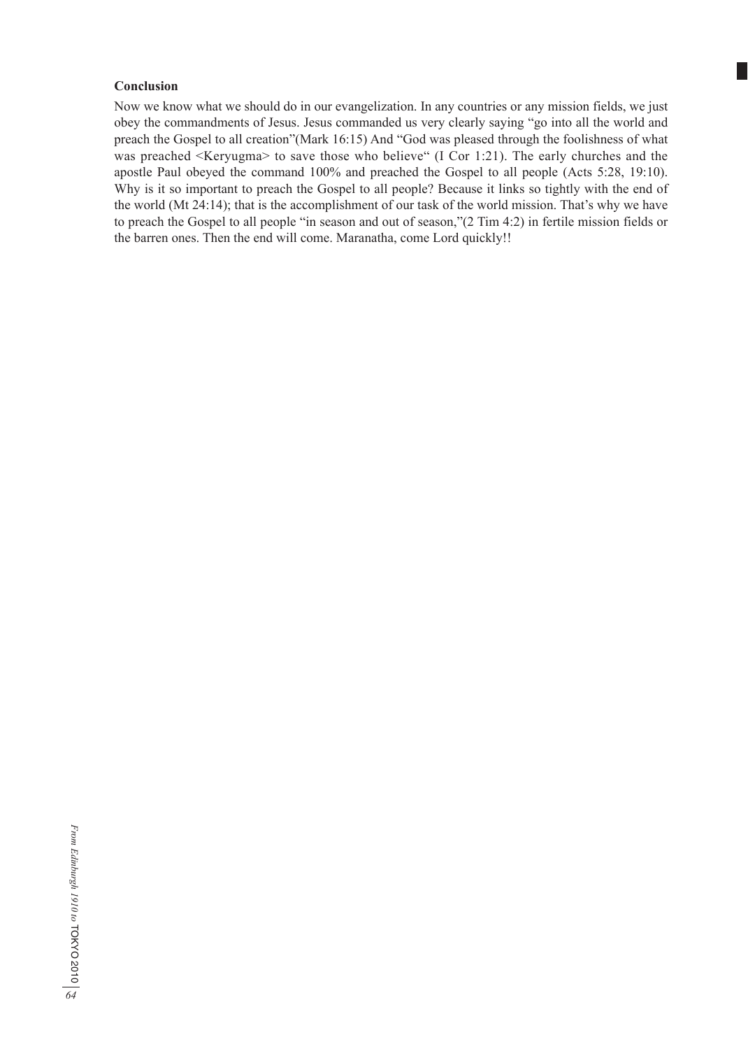**Conclusion**

Now we know what we should do in our evangelization. In any countries or any mission fields, we just obey the commandments of Jesus. Jesus commanded us very clearly saying "go into all the world and preach the Gospel to all creation"(Mark 16:15) And "God was pleased through the foolishness of what was preached <Keryugma> to save those who believe" (I Cor 1:21). The early churches and the apostle Paul obeyed the command 100% and preached the Gospel to all people (Acts 5:28, 19:10). Why is it so important to preach the Gospel to all people? Because it links so tightly with the end of the world (Mt 24:14); that is the accomplishment of our task of the world mission. That's why we have to preach the Gospel to all people "in season and out of season,"(2 Tim 4:2) in fertile mission fields or the barren ones. Then the end will come. Maranatha, come Lord quickly!!